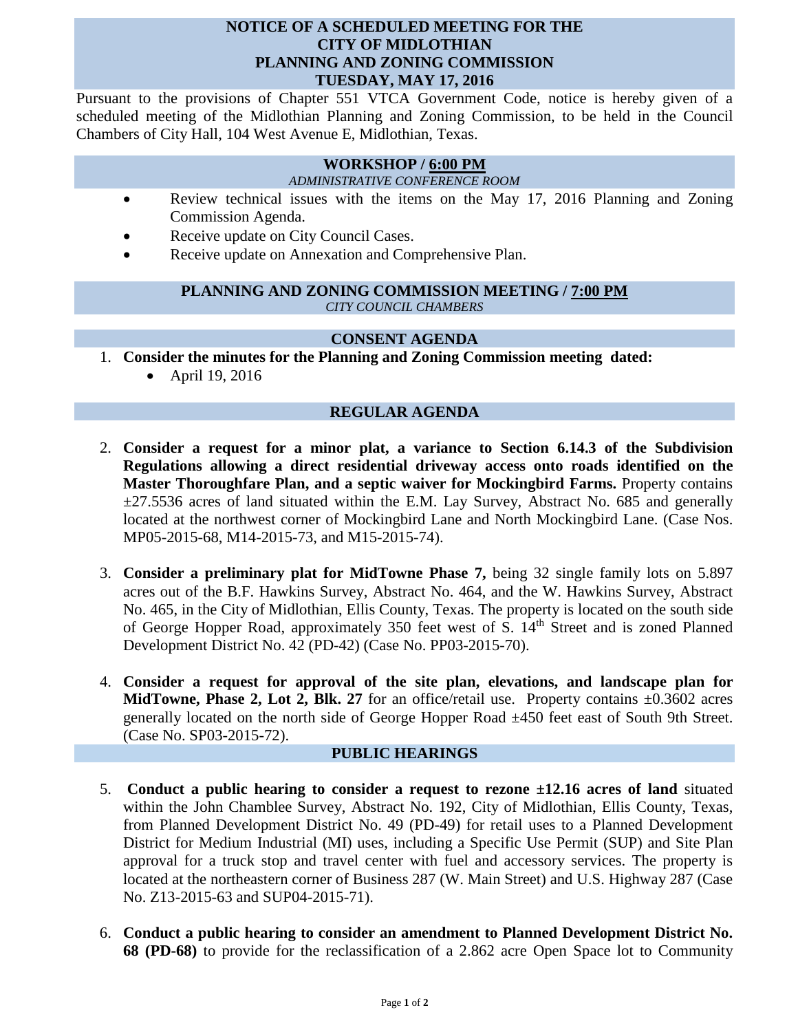# NOTICE OF A SCHEDULED MEETING FOR THE CITY OF MIDLOTHIAN PLANNING AND ZONING COMMISSION TUESDAY, MAY 17, 2016

Pursuant to the provisions of Chapter 551 VTCA Government Code, notice is hereby given of a scheduled meeting of the Midlothian Planning and Zoning Commission, to be held in the Council Chambers of City Hall, 104 West Avenue E, Midlothian, Texas.

## WORKSHOP / 6:00 PM

*ADMINISTRATIVE CONFERENCE ROOM*

- Review technical issues with the items on the May 17, 2016 Planning and Zoning Commission Agenda.
- Receive update on City Council Cases.
- Receive update on Annexation and Comprehensive Plan.

## PLANNING AND ZONING COMMISSION MEETING / 7:00 PM

*CITY COUNCIL CHAMBERS*

## CONSENT AGENDA

1. **Consider the minutes for the Planning and Zoning Commission meeting dated:**
   - April 19, 2016

## REGULAR AGENDA

2. **Consider a request for a minor plat, a variance to Section 6.14.3 of the Subdivision Regulations allowing a direct residential driveway access onto roads identified on the Master Thoroughfare Plan, and a septic waiver for Mockingbird Farms.** Property contains ±27.5536 acres of land situated within the E.M. Lay Survey, Abstract No. 685 and generally located at the northwest corner of Mockingbird Lane and North Mockingbird Lane. (Case Nos. MP05-2015-68, M14-2015-73, and M15-2015-74).

3. **Consider a preliminary plat for MidTowne Phase 7,** being 32 single family lots on 5.897 acres out of the B.F. Hawkins Survey, Abstract No. 464, and the W. Hawkins Survey, Abstract No. 465, in the City of Midlothian, Ellis County, Texas. The property is located on the south side of George Hopper Road, approximately 350 feet west of S. 14th Street and is zoned Planned Development District No. 42 (PD-42) (Case No. PP03-2015-70).

4. **Consider a request for approval of the site plan, elevations, and landscape plan for MidTowne, Phase 2, Lot 2, Blk. 27** for an office/retail use. Property contains ±0.3602 acres generally located on the north side of George Hopper Road ±450 feet east of South 9th Street. (Case No. SP03-2015-72).

## PUBLIC HEARINGS

5. **Conduct a public hearing to consider a request to rezone ±12.16 acres of land** situated within the John Chamblee Survey, Abstract No. 192, City of Midlothian, Ellis County, Texas, from Planned Development District No. 49 (PD-49) for retail uses to a Planned Development District for Medium Industrial (MI) uses, including a Specific Use Permit (SUP) and Site Plan approval for a truck stop and travel center with fuel and accessory services. The property is located at the northeastern corner of Business 287 (W. Main Street) and U.S. Highway 287 (Case No. Z13-2015-63 and SUP04-2015-71).

6. **Conduct a public hearing to consider an amendment to Planned Development District No. 68 (PD-68)** to provide for the reclassification of a 2.862 acre Open Space lot to Community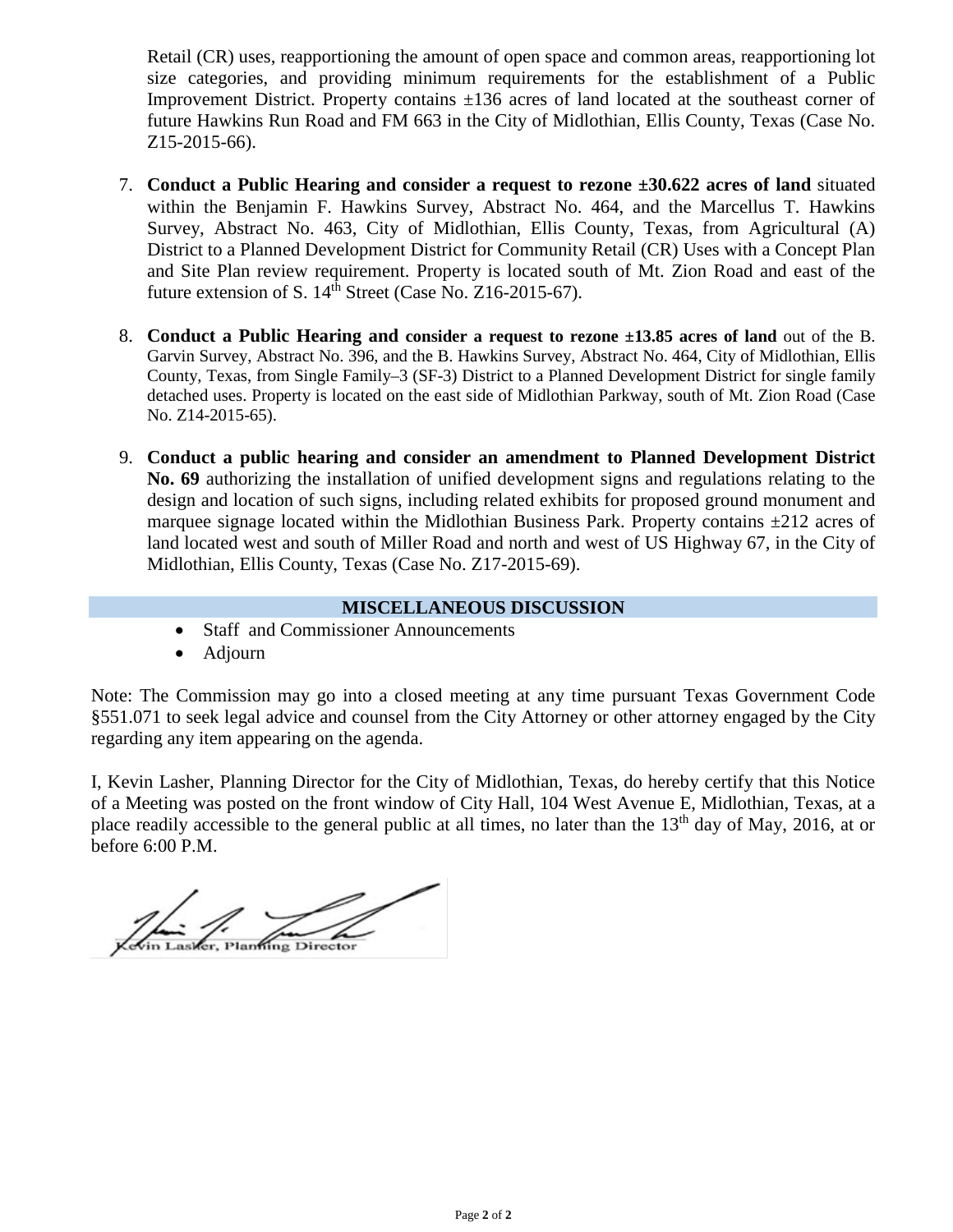Retail (CR) uses, reapportioning the amount of open space and common areas, reapportioning lot size categories, and providing minimum requirements for the establishment of a Public Improvement District. Property contains ±136 acres of land located at the southeast corner of future Hawkins Run Road and FM 663 in the City of Midlothian, Ellis County, Texas (Case No. Z15-2015-66).

7. **Conduct a Public Hearing and consider a request to rezone ±30.622 acres of land** situated within the Benjamin F. Hawkins Survey, Abstract No. 464, and the Marcellus T. Hawkins Survey, Abstract No. 463, City of Midlothian, Ellis County, Texas, from Agricultural (A) District to a Planned Development District for Community Retail (CR) Uses with a Concept Plan and Site Plan review requirement. Property is located south of Mt. Zion Road and east of the future extension of S. 14th Street (Case No. Z16-2015-67).

8. **Conduct a Public Hearing and consider a request to rezone ±13.85 acres of land** out of the B. Garvin Survey, Abstract No. 396, and the B. Hawkins Survey, Abstract No. 464, City of Midlothian, Ellis County, Texas, from Single Family–3 (SF-3) District to a Planned Development District for single family detached uses. Property is located on the east side of Midlothian Parkway, south of Mt. Zion Road (Case No. Z14-2015-65).

9. **Conduct a public hearing and consider an amendment to Planned Development District No. 69** authorizing the installation of unified development signs and regulations relating to the design and location of such signs, including related exhibits for proposed ground monument and marquee signage located within the Midlothian Business Park. Property contains ±212 acres of land located west and south of Miller Road and north and west of US Highway 67, in the City of Midlothian, Ellis County, Texas (Case No. Z17-2015-69).

## MISCELLANEOUS DISCUSSION

- Staff and Commissioner Announcements
- Adjourn

Note: The Commission may go into a closed meeting at any time pursuant Texas Government Code §551.071 to seek legal advice and counsel from the City Attorney or other attorney engaged by the City regarding any item appearing on the agenda.

I, Kevin Lasher, Planning Director for the City of Midlothian, Texas, do hereby certify that this Notice of a Meeting was posted on the front window of City Hall, 104 West Avenue E, Midlothian, Texas, at a place readily accessible to the general public at all times, no later than the 13th day of May, 2016, at or before 6:00 P.M.

Kevin Lasher, Planning Director